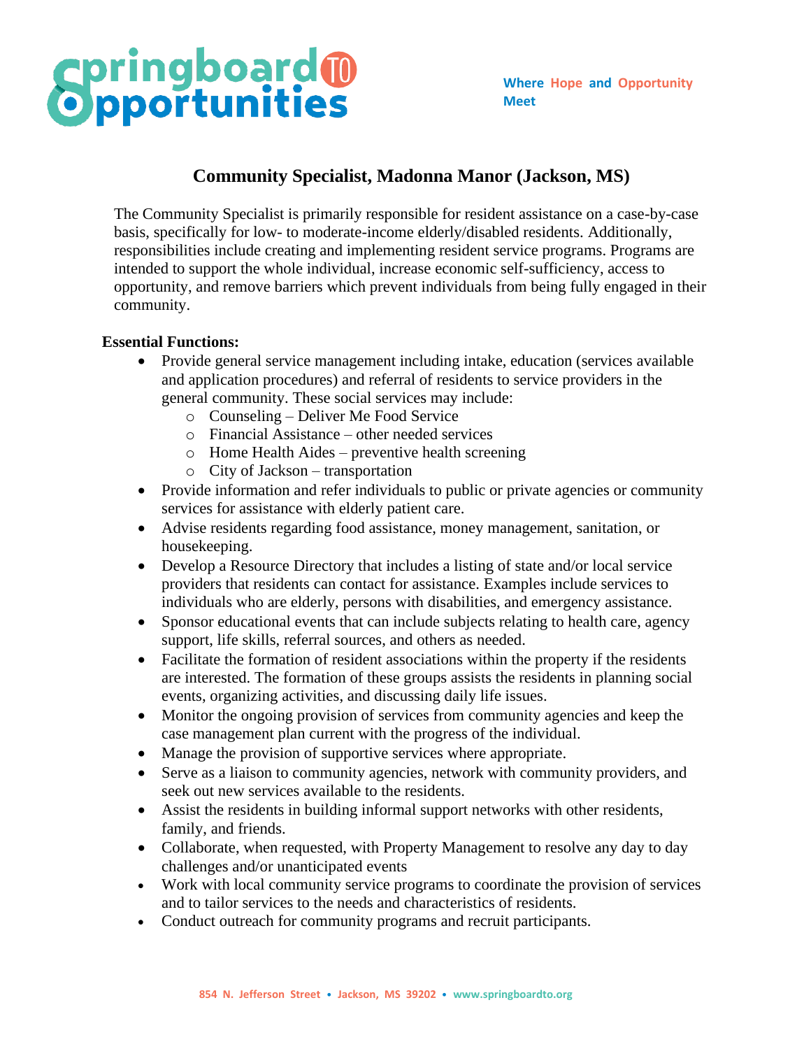Springboard TO Opportunities

Where Hope and Opportunity Meet

# Community Specialist, Madonna Manor (Jackson, MS)

The Community Specialist is primarily responsible for resident assistance on a case-by-case basis, specifically for low- to moderate-income elderly/disabled residents. Additionally, responsibilities include creating and implementing resident service programs. Programs are intended to support the whole individual, increase economic self-sufficiency, access to opportunity, and remove barriers which prevent individuals from being fully engaged in their community.

**Essential Functions:**

- Provide general service management including intake, education (services available and application procedures) and referral of residents to service providers in the general community. These social services may include:
  - Counseling – Deliver Me Food Service
  - Financial Assistance – other needed services
  - Home Health Aides – preventive health screening
  - City of Jackson – transportation
- Provide information and refer individuals to public or private agencies or community services for assistance with elderly patient care.
- Advise residents regarding food assistance, money management, sanitation, or housekeeping.
- Develop a Resource Directory that includes a listing of state and/or local service providers that residents can contact for assistance. Examples include services to individuals who are elderly, persons with disabilities, and emergency assistance.
- Sponsor educational events that can include subjects relating to health care, agency support, life skills, referral sources, and others as needed.
- Facilitate the formation of resident associations within the property if the residents are interested. The formation of these groups assists the residents in planning social events, organizing activities, and discussing daily life issues.
- Monitor the ongoing provision of services from community agencies and keep the case management plan current with the progress of the individual.
- Manage the provision of supportive services where appropriate.
- Serve as a liaison to community agencies, network with community providers, and seek out new services available to the residents.
- Assist the residents in building informal support networks with other residents, family, and friends.
- Collaborate, when requested, with Property Management to resolve any day to day challenges and/or unanticipated events
- Work with local community service programs to coordinate the provision of services and to tailor services to the needs and characteristics of residents.
- Conduct outreach for community programs and recruit participants.

854 N. Jefferson Street • Jackson, MS 39202 • www.springboardto.org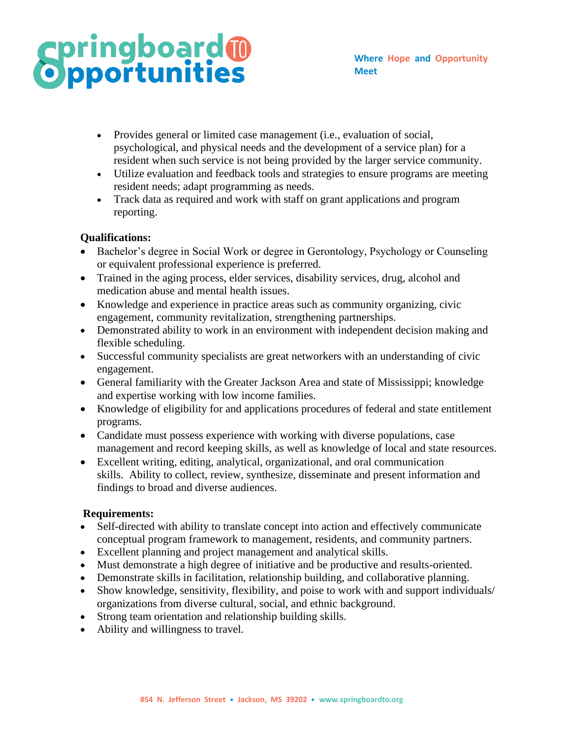- Provides general or limited case management (i.e., evaluation of social, psychological, and physical needs and the development of a service plan) for a resident when such service is not being provided by the larger service community.
- Utilize evaluation and feedback tools and strategies to ensure programs are meeting resident needs; adapt programming as needs.
- Track data as required and work with staff on grant applications and program reporting.

**Qualifications:**

- Bachelor's degree in Social Work or degree in Gerontology, Psychology or Counseling or equivalent professional experience is preferred.
- Trained in the aging process, elder services, disability services, drug, alcohol and medication abuse and mental health issues.
- Knowledge and experience in practice areas such as community organizing, civic engagement, community revitalization, strengthening partnerships.
- Demonstrated ability to work in an environment with independent decision making and flexible scheduling.
- Successful community specialists are great networkers with an understanding of civic engagement.
- General familiarity with the Greater Jackson Area and state of Mississippi; knowledge and expertise working with low income families.
- Knowledge of eligibility for and applications procedures of federal and state entitlement programs.
- Candidate must possess experience with working with diverse populations, case management and record keeping skills, as well as knowledge of local and state resources.
- Excellent writing, editing, analytical, organizational, and oral communication skills. Ability to collect, review, synthesize, disseminate and present information and findings to broad and diverse audiences.

**Requirements:**

- Self-directed with ability to translate concept into action and effectively communicate conceptual program framework to management, residents, and community partners.
- Excellent planning and project management and analytical skills.
- Must demonstrate a high degree of initiative and be productive and results-oriented.
- Demonstrate skills in facilitation, relationship building, and collaborative planning.
- Show knowledge, sensitivity, flexibility, and poise to work with and support individuals/ organizations from diverse cultural, social, and ethnic background.
- Strong team orientation and relationship building skills.
- Ability and willingness to travel.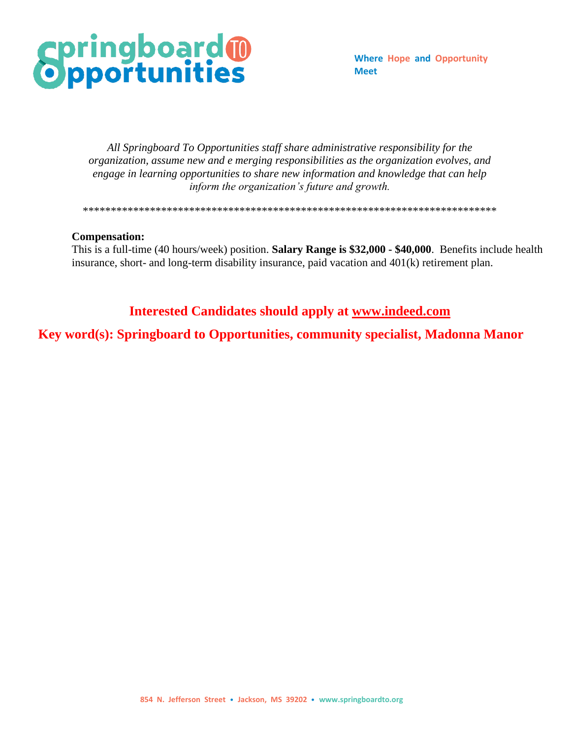*All Springboard To Opportunities staff share administrative responsibility for the organization, assume new and e merging responsibilities as the organization evolves, and engage in learning opportunities to share new information and knowledge that can help inform the organization's future and growth.*

**************************************************************************

**Compensation:**
This is a full-time (40 hours/week) position. **Salary Range is $32,000 - $40,000**. Benefits include health insurance, short- and long-term disability insurance, paid vacation and 401(k) retirement plan.

**Interested Candidates should apply at www.indeed.com**

**Key word(s): Springboard to Opportunities, community specialist, Madonna Manor**